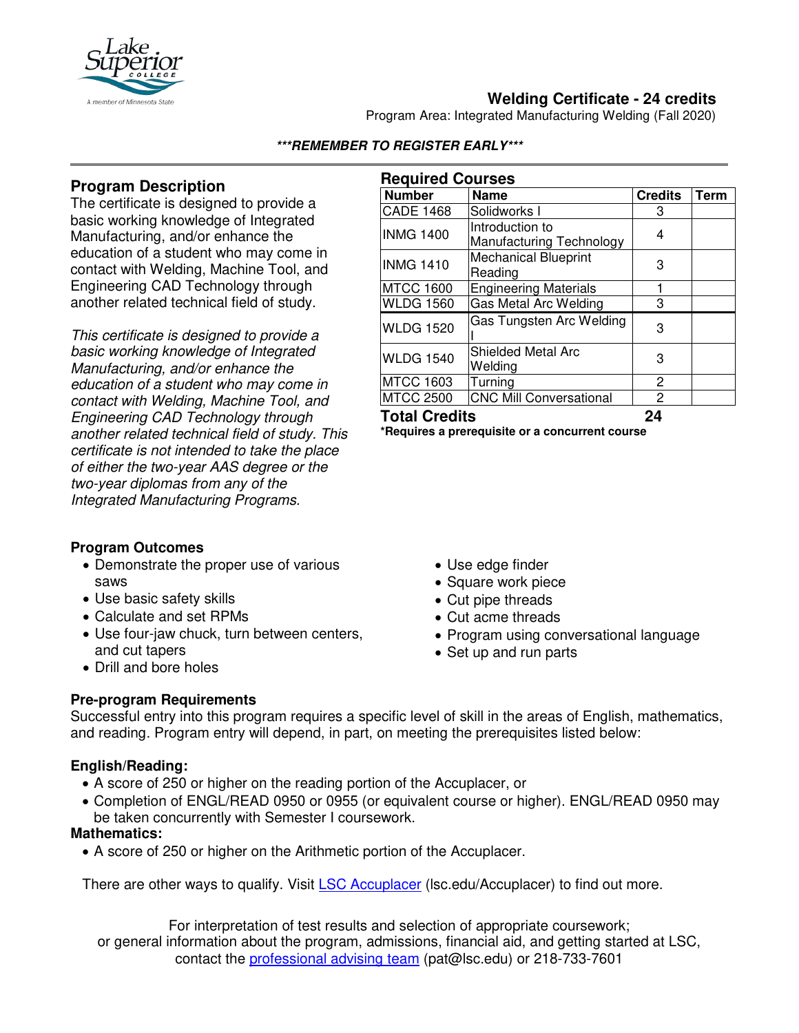# Welding Certificate - 24 credits

Program Area: Integrated Manufacturing Welding (Fall 2020)

***REMEMBER TO REGISTER EARLY***

## Program Description

The certificate is designed to provide a basic working knowledge of Integrated Manufacturing, and/or enhance the education of a student who may come in contact with Welding, Machine Tool, and Engineering CAD Technology through another related technical field of study.

*This certificate is designed to provide a basic working knowledge of Integrated Manufacturing, and/or enhance the education of a student who may come in contact with Welding, Machine Tool, and Engineering CAD Technology through another related technical field of study. This certificate is not intended to take the place of either the two-year AAS degree or the two-year diplomas from any of the Integrated Manufacturing Programs.*

## Required Courses

| Number | Name | Credits | Term |
|---|---|---|---|
| CADE 1468 | Solidworks I | 3 | |
| INMG 1400 | Introduction to Manufacturing Technology | 4 | |
| INMG 1410 | Mechanical Blueprint Reading | 3 | |
| MTCC 1600 | Engineering Materials | 1 | |
| WLDG 1560 | Gas Metal Arc Welding | 3 | |
| WLDG 1520 | Gas Tungsten Arc Welding I | 3 | |
| WLDG 1540 | Shielded Metal Arc Welding | 3 | |
| MTCC 1603 | Turning | 2 | |
| MTCC 2500 | CNC Mill Conversational | 2 | |
| **Total Credits** | | **24** | |

**\*Requires a prerequisite or a concurrent course**

## Program Outcomes

- Demonstrate the proper use of various saws
- Use basic safety skills
- Calculate and set RPMs
- Use four-jaw chuck, turn between centers, and cut tapers
- Drill and bore holes
- Use edge finder
- Square work piece
- Cut pipe threads
- Cut acme threads
- Program using conversational language
- Set up and run parts

## Pre-program Requirements

Successful entry into this program requires a specific level of skill in the areas of English, mathematics, and reading. Program entry will depend, in part, on meeting the prerequisites listed below:

### English/Reading:

- A score of 250 or higher on the reading portion of the Accuplacer, or
- Completion of ENGL/READ 0950 or 0955 (or equivalent course or higher). ENGL/READ 0950 may be taken concurrently with Semester I coursework.

### Mathematics:

- A score of 250 or higher on the Arithmetic portion of the Accuplacer.

There are other ways to qualify. Visit LSC Accuplacer (lsc.edu/Accuplacer) to find out more.

For interpretation of test results and selection of appropriate coursework; or general information about the program, admissions, financial aid, and getting started at LSC, contact the professional advising team (pat@lsc.edu) or 218-733-7601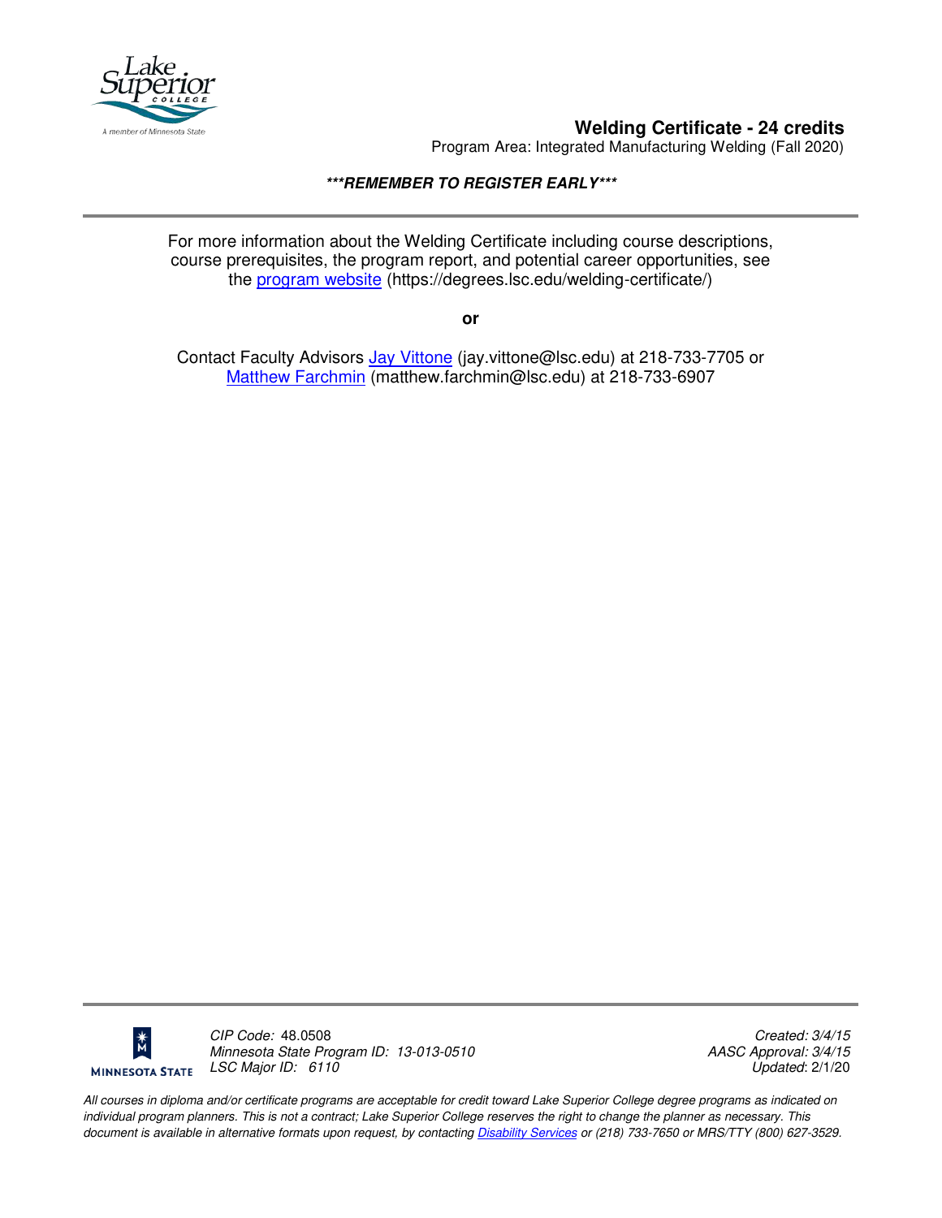## Welding Certificate - 24 credits

Program Area: Integrated Manufacturing Welding (Fall 2020)

***\*\*\*REMEMBER TO REGISTER EARLY\*\*\****

---

For more information about the Welding Certificate including course descriptions, course prerequisites, the program report, and potential career opportunities, see the [program website](https://degrees.lsc.edu/welding-certificate/) (https://degrees.lsc.edu/welding-certificate/)

**or**

Contact Faculty Advisors [Jay Vittone](mailto:jay.vittone@lsc.edu) (jay.vittone@lsc.edu) at 218-733-7705 or [Matthew Farchmin](mailto:matthew.farchmin@lsc.edu) (matthew.farchmin@lsc.edu) at 218-733-6907

---

*CIP Code:* 48.0508
*Minnesota State Program ID: 13-013-0510*
*LSC Major ID: 6110*

*Created: 3/4/15*
*AASC Approval: 3/4/15*
*Updated*: 2/1/20

*All courses in diploma and/or certificate programs are acceptable for credit toward Lake Superior College degree programs as indicated on individual program planners. This is not a contract; Lake Superior College reserves the right to change the planner as necessary. This document is available in alternative formats upon request, by contacting [Disability Services](#) or (218) 733-7650 or MRS/TTY (800) 627-3529.*